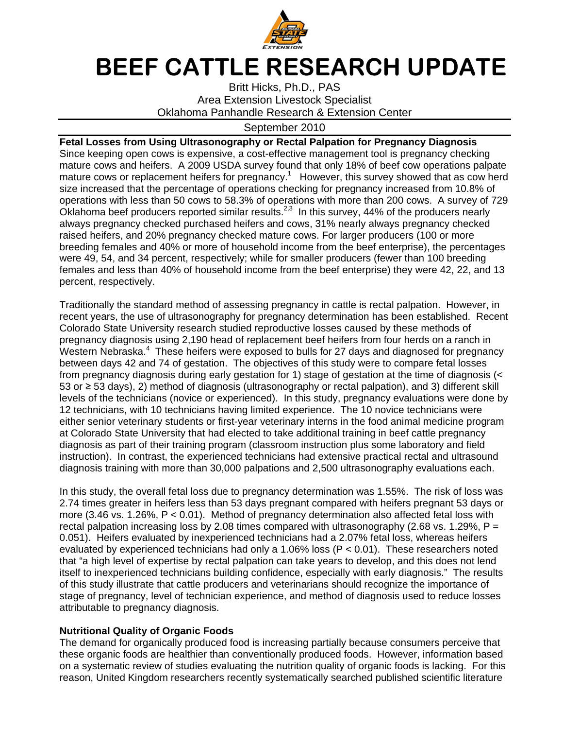# BEEF CATTLE RESEARCH UPDATE

Britt Hicks, Ph.D., PAS
Area Extension Livestock Specialist
Oklahoma Panhandle Research & Extension Center

September 2010

**Fetal Losses from Using Ultrasonography or Rectal Palpation for Pregnancy Diagnosis**

Since keeping open cows is expensive, a cost-effective management tool is pregnancy checking mature cows and heifers. A 2009 USDA survey found that only 18% of beef cow operations palpate mature cows or replacement heifers for pregnancy.[1] However, this survey showed that as cow herd size increased that the percentage of operations checking for pregnancy increased from 10.8% of operations with less than 50 cows to 58.3% of operations with more than 200 cows. A survey of 729 Oklahoma beef producers reported similar results.[2,3] In this survey, 44% of the producers nearly always pregnancy checked purchased heifers and cows, 31% nearly always pregnancy checked raised heifers, and 20% pregnancy checked mature cows. For larger producers (100 or more breeding females and 40% or more of household income from the beef enterprise), the percentages were 49, 54, and 34 percent, respectively; while for smaller producers (fewer than 100 breeding females and less than 40% of household income from the beef enterprise) they were 42, 22, and 13 percent, respectively.

Traditionally the standard method of assessing pregnancy in cattle is rectal palpation. However, in recent years, the use of ultrasonography for pregnancy determination has been established. Recent Colorado State University research studied reproductive losses caused by these methods of pregnancy diagnosis using 2,190 head of replacement beef heifers from four herds on a ranch in Western Nebraska.[4] These heifers were exposed to bulls for 27 days and diagnosed for pregnancy between days 42 and 74 of gestation. The objectives of this study were to compare fetal losses from pregnancy diagnosis during early gestation for 1) stage of gestation at the time of diagnosis (< 53 or ≥ 53 days), 2) method of diagnosis (ultrasonography or rectal palpation), and 3) different skill levels of the technicians (novice or experienced). In this study, pregnancy evaluations were done by 12 technicians, with 10 technicians having limited experience. The 10 novice technicians were either senior veterinary students or first-year veterinary interns in the food animal medicine program at Colorado State University that had elected to take additional training in beef cattle pregnancy diagnosis as part of their training program (classroom instruction plus some laboratory and field instruction). In contrast, the experienced technicians had extensive practical rectal and ultrasound diagnosis training with more than 30,000 palpations and 2,500 ultrasonography evaluations each.

In this study, the overall fetal loss due to pregnancy determination was 1.55%. The risk of loss was 2.74 times greater in heifers less than 53 days pregnant compared with heifers pregnant 53 days or more (3.46 vs. 1.26%, $P < 0.01$). Method of pregnancy determination also affected fetal loss with rectal palpation increasing loss by 2.08 times compared with ultrasonography (2.68 vs. 1.29%, $P = 0.051$). Heifers evaluated by inexperienced technicians had a 2.07% fetal loss, whereas heifers evaluated by experienced technicians had only a 1.06% loss ($P < 0.01$). These researchers noted that "a high level of expertise by rectal palpation can take years to develop, and this does not lend itself to inexperienced technicians building confidence, especially with early diagnosis." The results of this study illustrate that cattle producers and veterinarians should recognize the importance of stage of pregnancy, level of technician experience, and method of diagnosis used to reduce losses attributable to pregnancy diagnosis.

**Nutritional Quality of Organic Foods**

The demand for organically produced food is increasing partially because consumers perceive that these organic foods are healthier than conventionally produced foods. However, information based on a systematic review of studies evaluating the nutrition quality of organic foods is lacking. For this reason, United Kingdom researchers recently systematically searched published scientific literature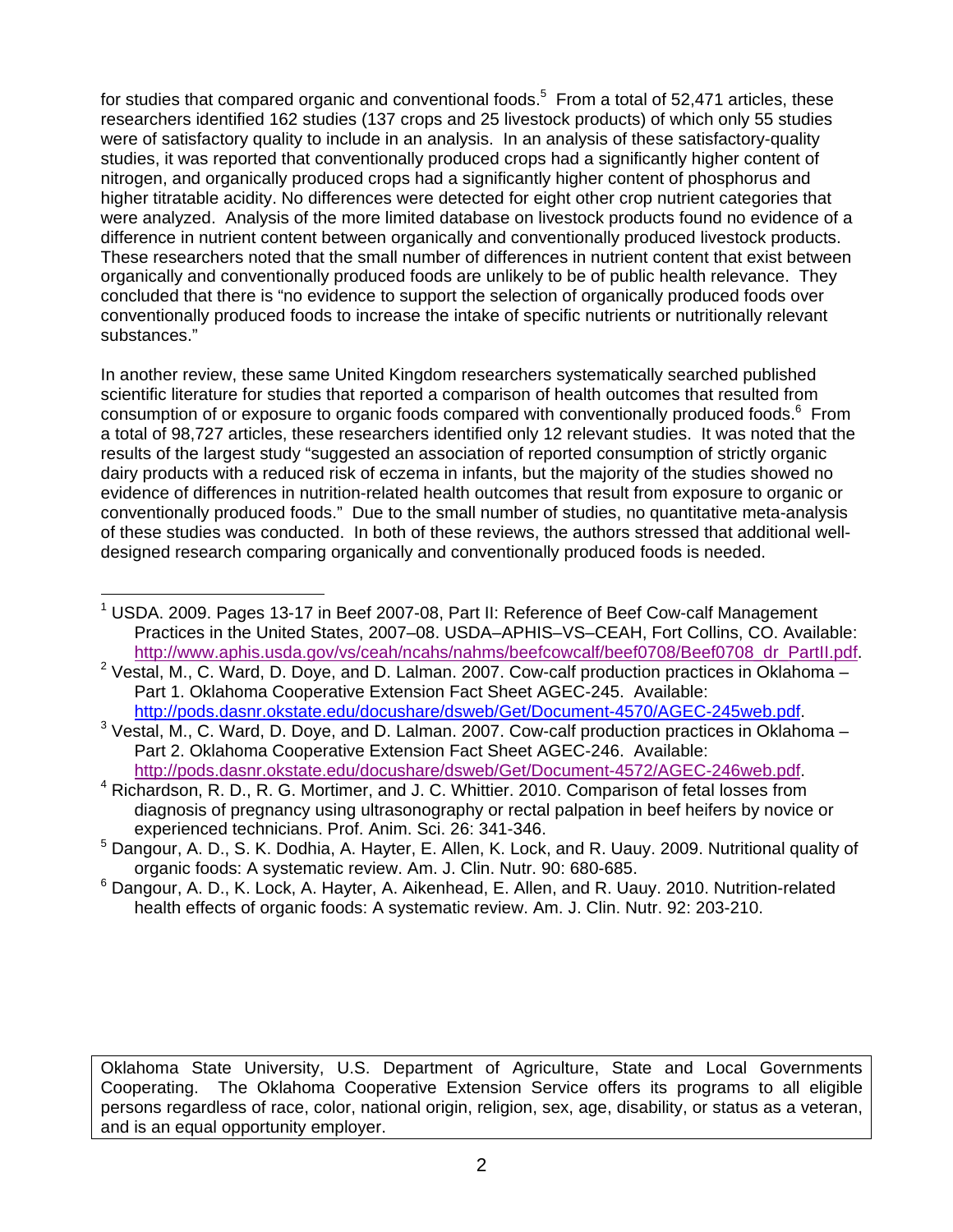for studies that compared organic and conventional foods.[5] From a total of 52,471 articles, these researchers identified 162 studies (137 crops and 25 livestock products) of which only 55 studies were of satisfactory quality to include in an analysis. In an analysis of these satisfactory-quality studies, it was reported that conventionally produced crops had a significantly higher content of nitrogen, and organically produced crops had a significantly higher content of phosphorus and higher titratable acidity. No differences were detected for eight other crop nutrient categories that were analyzed. Analysis of the more limited database on livestock products found no evidence of a difference in nutrient content between organically and conventionally produced livestock products. These researchers noted that the small number of differences in nutrient content that exist between organically and conventionally produced foods are unlikely to be of public health relevance. They concluded that there is "no evidence to support the selection of organically produced foods over conventionally produced foods to increase the intake of specific nutrients or nutritionally relevant substances."

In another review, these same United Kingdom researchers systematically searched published scientific literature for studies that reported a comparison of health outcomes that resulted from consumption of or exposure to organic foods compared with conventionally produced foods.[6] From a total of 98,727 articles, these researchers identified only 12 relevant studies. It was noted that the results of the largest study "suggested an association of reported consumption of strictly organic dairy products with a reduced risk of eczema in infants, but the majority of the studies showed no evidence of differences in nutrition-related health outcomes that result from exposure to organic or conventionally produced foods." Due to the small number of studies, no quantitative meta-analysis of these studies was conducted. In both of these reviews, the authors stressed that additional well-designed research comparing organically and conventionally produced foods is needed.

---

[1] USDA. 2009. Pages 13-17 in Beef 2007-08, Part II: Reference of Beef Cow-calf Management Practices in the United States, 2007–08. USDA–APHIS–VS–CEAH, Fort Collins, CO. Available: http://www.aphis.usda.gov/vs/ceah/ncahs/nahms/beefcowcalf/beef0708/Beef0708_dr_PartII.pdf.

[2] Vestal, M., C. Ward, D. Doye, and D. Lalman. 2007. Cow-calf production practices in Oklahoma – Part 1. Oklahoma Cooperative Extension Fact Sheet AGEC-245. Available: http://pods.dasnr.okstate.edu/docushare/dsweb/Get/Document-4570/AGEC-245web.pdf.

[3] Vestal, M., C. Ward, D. Doye, and D. Lalman. 2007. Cow-calf production practices in Oklahoma – Part 2. Oklahoma Cooperative Extension Fact Sheet AGEC-246. Available: http://pods.dasnr.okstate.edu/docushare/dsweb/Get/Document-4572/AGEC-246web.pdf.

[4] Richardson, R. D., R. G. Mortimer, and J. C. Whittier. 2010. Comparison of fetal losses from diagnosis of pregnancy using ultrasonography or rectal palpation in beef heifers by novice or experienced technicians. Prof. Anim. Sci. 26: 341-346.

[5] Dangour, A. D., S. K. Dodhia, A. Hayter, E. Allen, K. Lock, and R. Uauy. 2009. Nutritional quality of organic foods: A systematic review. Am. J. Clin. Nutr. 90: 680-685.

[6] Dangour, A. D., K. Lock, A. Hayter, A. Aikenhead, E. Allen, and R. Uauy. 2010. Nutrition-related health effects of organic foods: A systematic review. Am. J. Clin. Nutr. 92: 203-210.

Oklahoma State University, U.S. Department of Agriculture, State and Local Governments Cooperating. The Oklahoma Cooperative Extension Service offers its programs to all eligible persons regardless of race, color, national origin, religion, sex, age, disability, or status as a veteran, and is an equal opportunity employer.